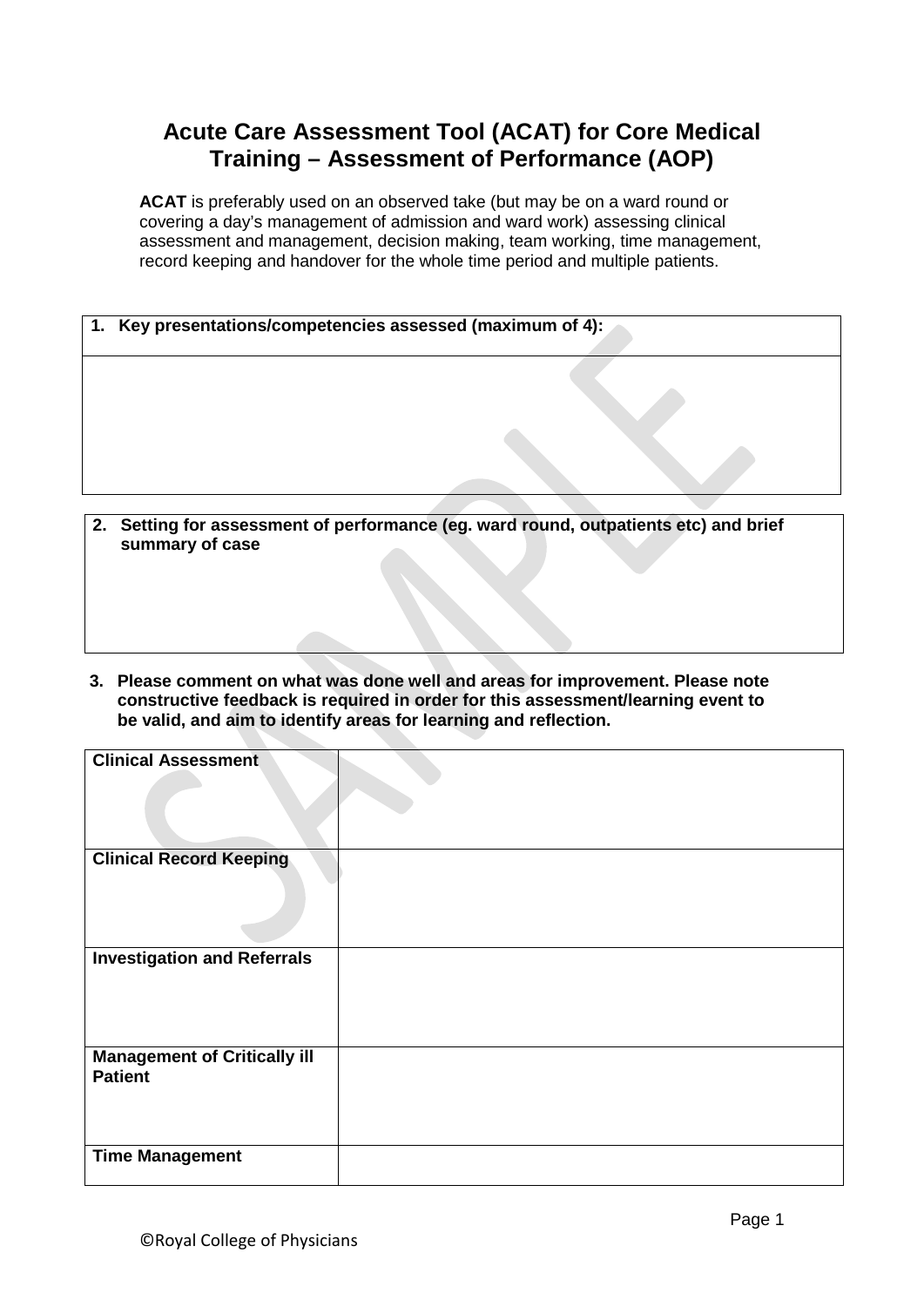# Acute Care Assessment Tool (ACAT) for Core Medical Training – Assessment of Performance (AOP)

**ACAT** is preferably used on an observed take (but may be on a ward round or covering a day's management of admission and ward work) assessing clinical assessment and management, decision making, team working, time management, record keeping and handover for the whole time period and multiple patients.

| 1. Key presentations/competencies assessed (maximum of 4): |
| --- |
| |

| 2. Setting for assessment of performance (eg. ward round, outpatients etc) and brief summary of case |
| --- |
| |

**3. Please comment on what was done well and areas for improvement. Please note constructive feedback is required in order for this assessment/learning event to be valid, and aim to identify areas for learning and reflection.**

| | |
| --- | --- |
| **Clinical Assessment** | |
| **Clinical Record Keeping** | |
| **Investigation and Referrals** | |
| **Management of Critically ill Patient** | |
| **Time Management** | |

©Royal College of Physicians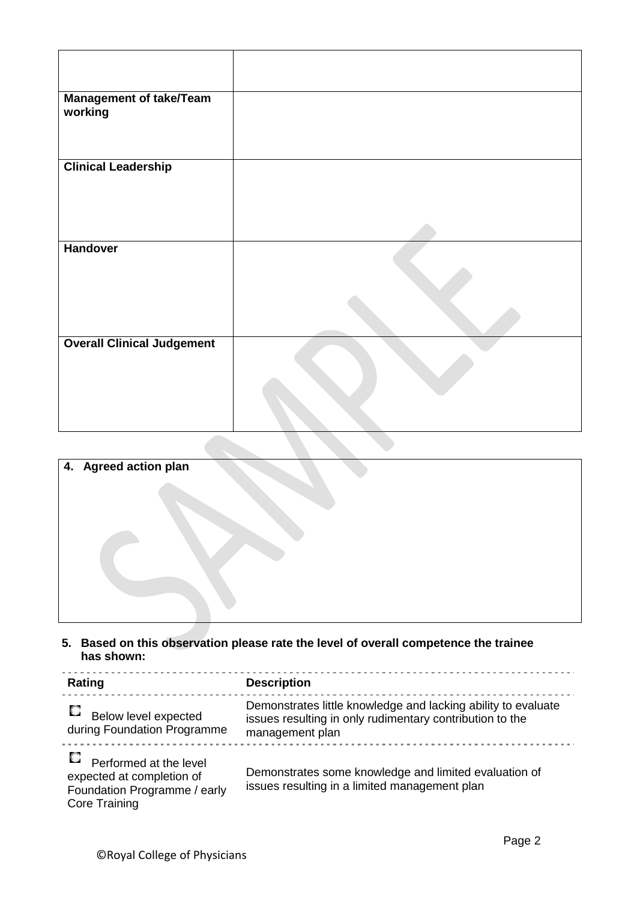| | |
|---|---|
| | |
| **Management of take/Team working** | |
| **Clinical Leadership** | |
| **Handover** | |
| **Overall Clinical Judgement** | |

| **4. Agreed action plan** |
|---|
| |

**5. Based on this observation please rate the level of overall competence the trainee has shown:**

| Rating | Description |
|---|---|
| ☐ Below level expected during Foundation Programme | Demonstrates little knowledge and lacking ability to evaluate issues resulting in only rudimentary contribution to the management plan |
| ☐ Performed at the level expected at completion of Foundation Programme / early Core Training | Demonstrates some knowledge and limited evaluation of issues resulting in a limited management plan |

©Royal College of Physicians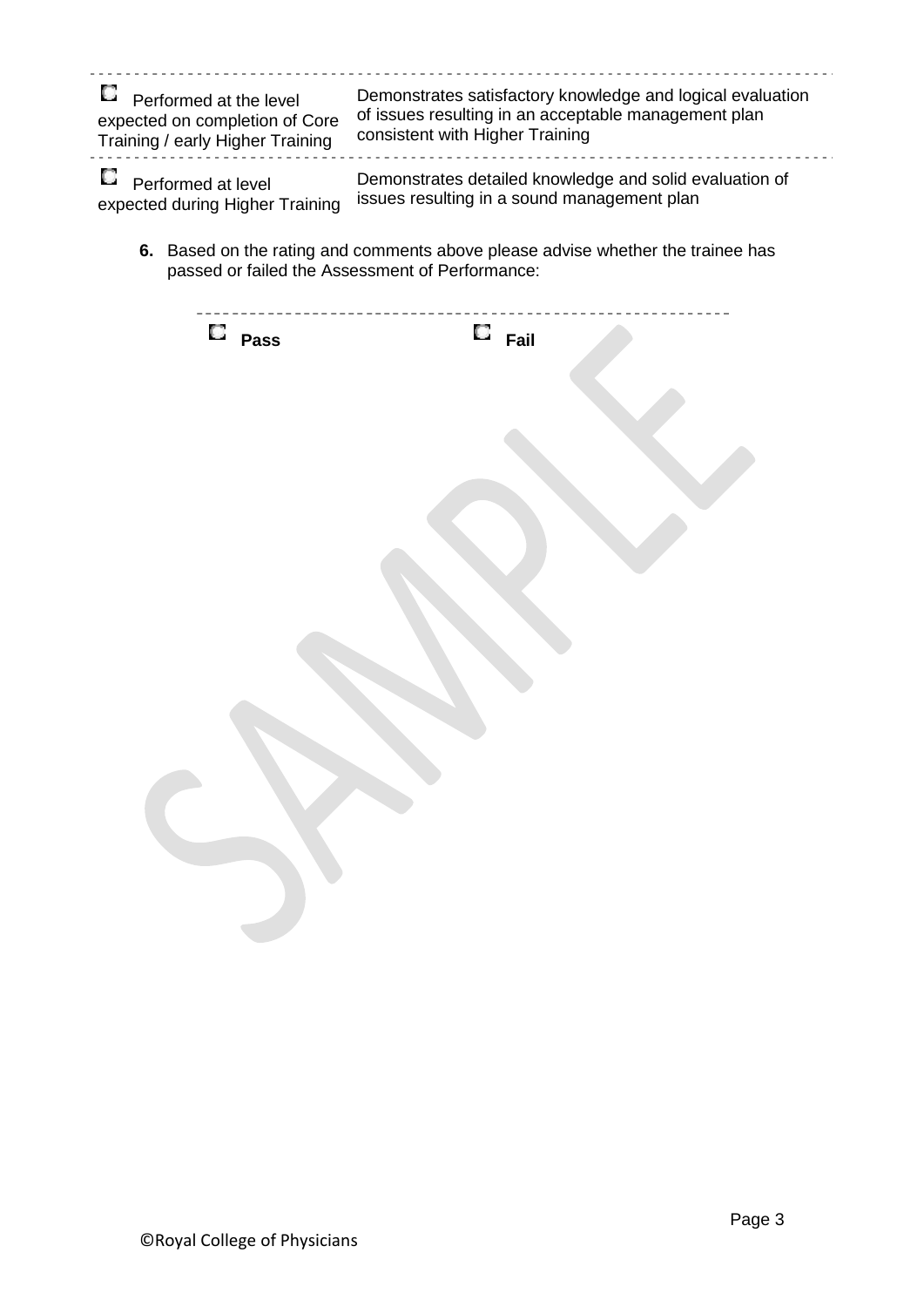| | |
|---|---|
| ☐ Performed at the level expected on completion of Core Training / early Higher Training | Demonstrates satisfactory knowledge and logical evaluation of issues resulting in an acceptable management plan consistent with Higher Training |
| ☐ Performed at level expected during Higher Training | Demonstrates detailed knowledge and solid evaluation of issues resulting in a sound management plan |

**6.** Based on the rating and comments above please advise whether the trainee has passed or failed the Assessment of Performance:

| | |
|---|---|
| ☐ **Pass** | ☐ **Fail** |

SAMPLE

©Royal College of Physicians